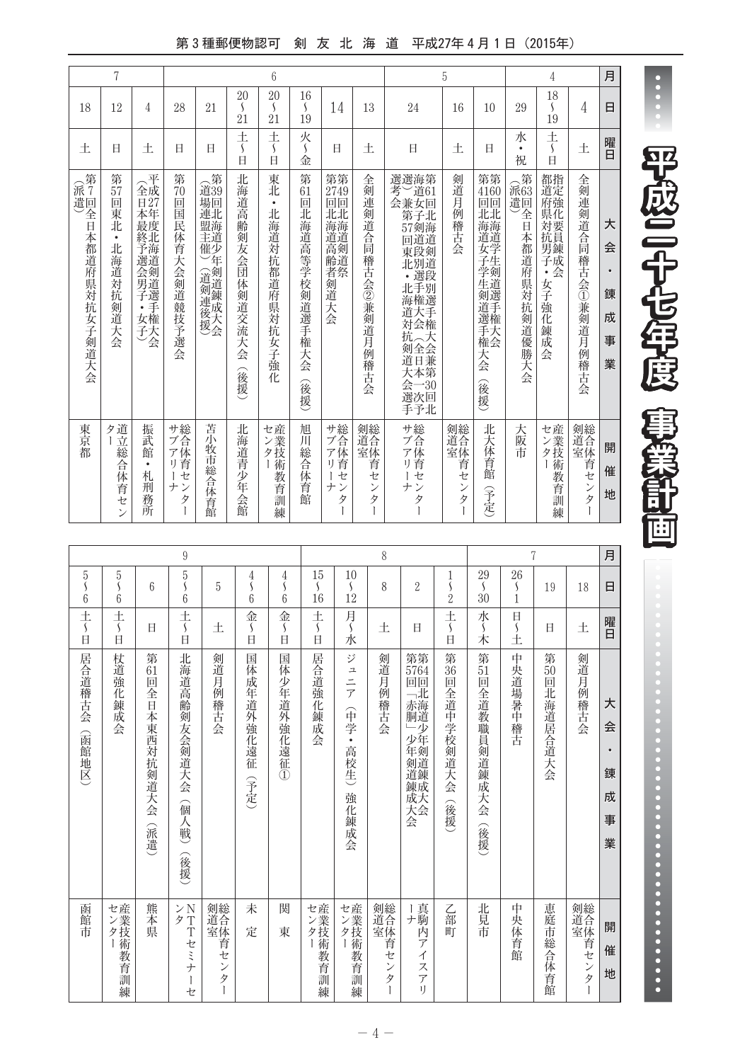# 平成二十七年度 事業計画

| 月 | 日 | 曜日 | 大会・錬成事業 | 開催地 |
|---|---|---|---|---|
| 4 | 4 | 土 | 全剣連剣道合同稽古会①兼剣道月例稽古会 | 総合体育センター剣道室 |
| | 18～19 | 土～日 | 指定強化要員錬成会 都道府県対抗男子・女子強化錬成会 | 産業技術教育訓練センター |
| | 29 | 水・祝 | 第63回全日本都道府県対抗剣道優勝大会（派遣） | 大阪市 |
| 5 | 10 | 日 | 第4160回北海道学生剣道選手権大会 第回北海道女子学生剣道選手権大会（後援） | 北大体育館（予定） |
| | 16 | 土 | 剣道月例稽古会 | 総合体育センター剣道室 |
| | 24 | 日 | 第61回北海道剣道段別選手権大会兼第57回東北・北海道対抗剣道大会選手予選会 第女子剣道段別選手権大会（全日本一30回北海道）兼 | 総合体育センターサブアリーナ |
| 6 | 13 | 土 | 全剣連剣道合同稽古会②兼剣道月例稽古会 | 総合体育センター剣道室 |
| | 14 | 日 | 第2749回北海道剣道祭 第回北海道高齢者剣道大会 | 総合体育センターサブアリーナ |
| | 16～19 | 火～金 | 第61回北海道高等学校剣道選手権大会（後援） | 旭川総合体育館 |
| | 20～21 | 土～日 | 東北・北海道対抗都道府県対抗女子強化 | 産業技術教育訓練センター |
| | 20～21 | 土～日 | 北海道高齢剣友会団体剣道交流大会（後援） | 北海道青少年会館 |
| | 21 | 日 | 第39回北海道少年剣道錬成大会（道場連盟主催）（道剣連後援） | 苫小牧市総合体育館 |
| | 28 | 日 | 第70回国民体育大会剣道競技予選会 | 総合体育センターサブアリーナ |
| 7 | 4 | 土 | 平成27年度北海道剣道選手権大会（全日本最終予選会男子・女子） | 振武館・札刑務所 |
| | 12 | 日 | 第57回東北・北海道対抗剣道大会 | 道立総合体育センター |
| | 18 | 土 | 第7回全日本都道府県対抗女子剣道大会（派遣） | 東京都 |
| | 18 | 土 | 剣道月例稽古会 | 総合体育センター剣道室 |
| | 19 | 日 | 第50回北海道居合道大会 | 恵庭市総合体育館 |
| | 26～1 | 日～土 | 中央道場暑中稽古 | 中央体育館 |
| | 29～30 | 水～木 | 第51回全道教職員剣道錬成大会（後援） | 北見市 |
| 8 | 1～2 | 土～日 | 第36回全道中学校剣道大会（後援） | 乙部町 |
| | 2 | 日 | 第5764回北海道少年剣道錬成大会 第回「赤胴」少年剣道錬成大会 | 真駒内アイスアリーナ |
| | 8 | 土 | 剣道月例稽古会 | 総合体育センター剣道室 |
| | 10～12 | 月～水 | ジュニア（中学・高校生）強化錬成会 | 産業技術教育訓練センター |
| | 15～16 | 土～日 | 居合道強化錬成会 | 産業技術教育訓練センター |
| 9 | 4～6 | 金～日 | 国体少年道外強化遠征① | 関東 |
| | 4～6 | 金～日 | 国体成年道外強化遠征（予定） | 未定 |
| | 5 | 土 | 剣道月例稽古会 | 総合体育センター剣道室 |
| | 5～6 | 土～日 | 北海道高齢剣友会剣道大会（個人戦）（後援） | NTTセミナーセンタ |
| | 6 | 日 | 第61回全日本東西対抗剣道大会（派遣） | 熊本県 |
| | 5～6 | 土～日 | 杖道強化錬成会 | 産業技術教育訓練センター |
| | 5～6 | 土～日 | 居合道稽古会（函館地区） | 函館市 |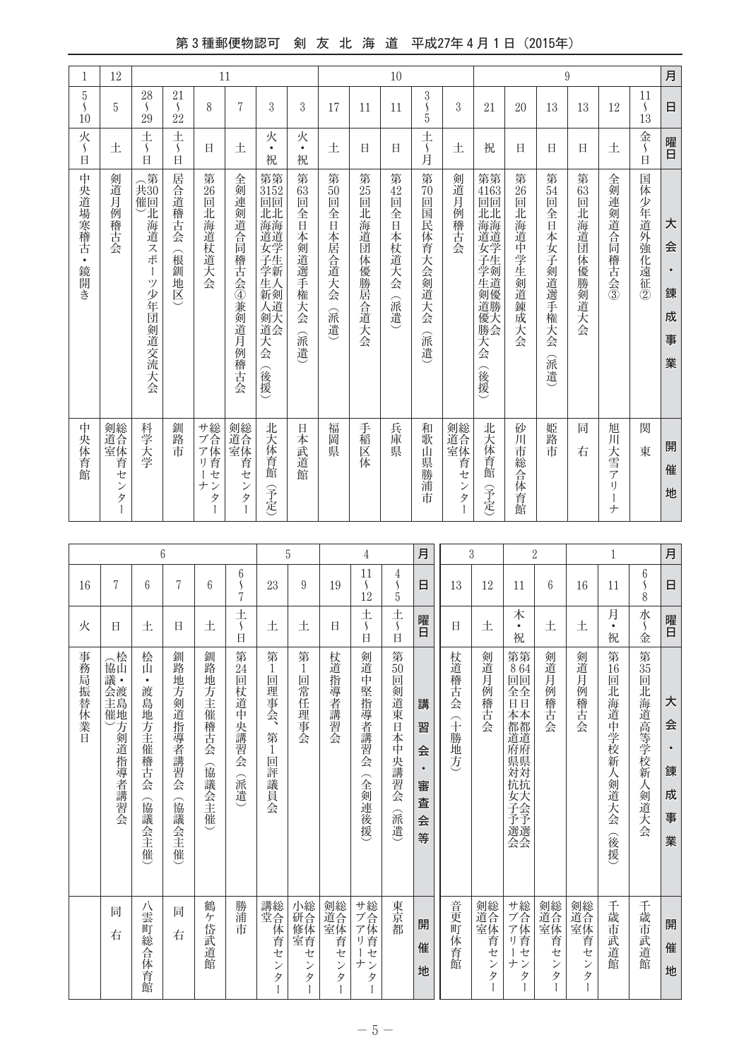| 月 | 日 | 曜日 | 大会・錬成事業 | 開催地 |
|---|---|---|---|---|
| 9 | 11～13 | 金～日 | 国体少年道外強化遠征② | 関東 |
| | 12 | 土 | 全剣連剣道合同稽古会③ | 旭川大雪アリーナ |
| | 13 | 日 | 第63回北海道団体優勝剣道大会 | 同右 |
| | 13 | 日 | 第54回全日本女子剣道選手権大会（派遣） | 姫路市 |
| | 20 | 日 | 第26回北海道中学生剣道錬成大会 | 砂川市総合体育館 |
| | 21 | 祝 | 第63回北海道学生剣道優勝大会<br>第41回北海道女子学生剣道優勝大会（後援） | 北大体育館（予定） |
| | 3 | 土 | 剣道月例稽古会 | 総合体育センター剣道室 |
| 10 | 3～5 | 土～月 | 第70回国民体育大会剣道大会（派遣） | 和歌山県勝浦市 |
| | 11 | 日 | 第42回全日本杖道大会（派遣） | 兵庫県 |
| | 11 | 日 | 第25回北海道団体優勝居合道大会 | 手稲区体 |
| | 17 | 土 | 第50回全日本居合道大会（派遣） | 福岡県 |
| 11 | 3 | 火・祝 | 第63回全日本剣道選手権大会（派遣） | 日本武道館 |
| | 3 | 火・祝 | 第52回北海道学生新人剣道大会<br>第31回北海道女子学生新人剣道大会（後援） | 北大体育館（予定） |
| | 7 | 土 | 全剣連剣道合同稽古会④兼剣道月例稽古会 | 総合体育センター剣道室 |
| | 8 | 日 | 第26回北海道杖道大会 | 総合体育センターサブアリーナ |
| | 21～22 | 土～日 | 居合道稽古会（根釧地区） | 釧路市 |
| | 28～29 | 土～日 | 第30回北海道スポーツ少年団剣道交流大会（共催） | 科学大学 |
| 12 | 5 | 土 | 剣道月例稽古会 | 総合体育センター剣道室 |
| 1 | 5～10 | 火～日 | 中央道場寒稽古・鏡開き | 中央体育館 |

| 月 | 日 | 曜日 | 大会・錬成事業 | 開催地 |
|---|---|---|---|---|
| 1 | 6～8 | 水～金 | 第35回北海道高等学校新人剣道大会 | 千歳市武道館 |
| | 11 | 月・祝 | 第16回北海道中学校新人剣道大会（後援） | 千歳市武道館 |
| | 16 | 土 | 剣道月例稽古会 | 総合体育センター剣道室 |
| 2 | 6 | 土 | 剣道月例稽古会 | 総合体育センター剣道室 |
| | 11 | 木・祝 | 第64回全日本都道府県対抗大会予選会<br>第8回全日本都道府県対抗女子予選会 | 総合体育センターサブアリーナ |
| 3 | 12 | 土 | 剣道月例稽古会 | 総合体育センター剣道室 |
| | 13 | 日 | 杖道稽古会（十勝地方） | 音更町体育館 |

| 月 | 日 | 曜日 | 講習会・審査会等 | 開催地 |
|---|---|---|---|---|
| 4 | 4～5 | 土～日 | 第50回剣道東日本中央講習会（派遣） | 東京都 |
| | 11～12 | 土～日 | 剣道中堅指導者講習会（全剣連後援） | 総合体育センターサブアリーナ |
| | 19 | 日 | 杖道指導者講習会 | 総合体育センター剣道室 |
| 5 | 9 | 土 | 第1回常任理事会 | 総合体育センター小研修室 |
| | 23 | 土 | 第1回理事会、第1回評議員会 | 総合体育センター講堂 |
| 6 | 6～7 | 土～日 | 第24回杖道中央講習会（派遣） | 勝浦市 |
| | 6 | 土 | 釧路地方主催稽古会（協議会主催） | 鶴ケ岱武道館 |
| | 7 | 日 | 釧路地方剣道指導者講習会（協議会主催） | 同右 |
| | 6 | 土 | 桧山・渡島地方主催稽古会（協議会主催） | 八雲町総合体育館 |
| | 7 | 日 | 桧山・渡島地方剣道指導者講習会（協議会主催） | 同右 |
| | 16 | 火 | 事務局振替休業日 | |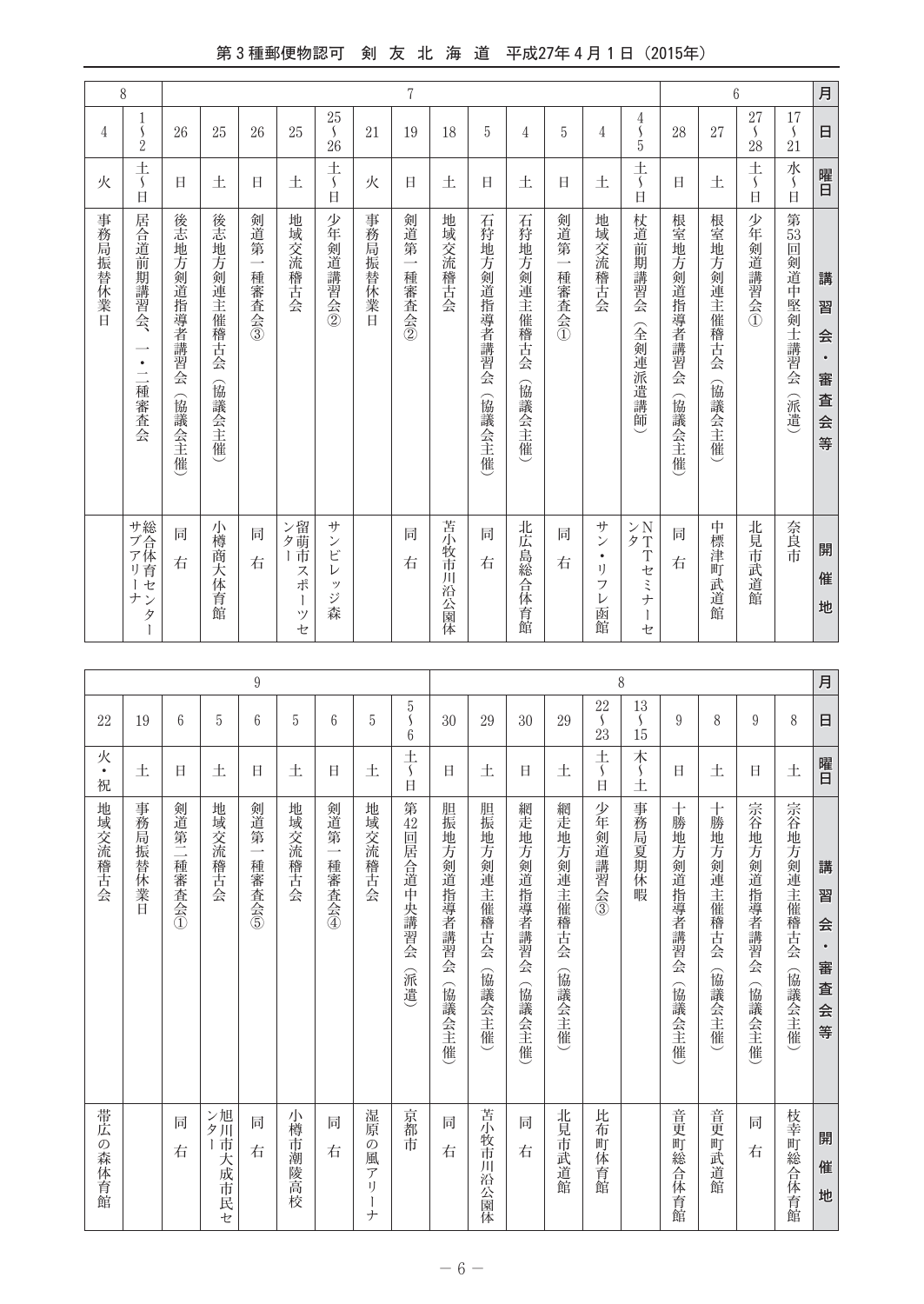| 月 | 日 | 曜日 | 講習会・審査会等 | 開催地 |
|---|---|---|---|---|
| 6 | 17～21 | 水～日 | 第53回剣道中堅剣士講習会（派遣） | 奈良市 |
| | 27～28 | 土～日 | 少年剣道講習会① | 北見市武道館 |
| | 27 | 土 | 根室地方剣連主催稽古会（協議会主催） | 中標津町武道館 |
| | 28 | 日 | 根室地方剣道指導者講習会（協議会主催） | 同右 |
| 7 | 4～5 | 土～日 | 杖道前期講習会（全剣連派遣講師） | NTTセミナーセンタ |
| | 4 | 土 | 地域交流稽古会 | サン・リフレ函館 |
| | 5 | 日 | 剣道第一種審査会① | 同右 |
| | 4 | 土 | 石狩地方剣連主催稽古会（協議会主催） | 北広島総合体育館 |
| | 5 | 日 | 石狩地方剣道指導者講習会（協議会主催） | 同右 |
| | 18 | 土 | 地域交流稽古会 | 苫小牧市川沿公園体 |
| | 19 | 日 | 剣道第一種審査会② | 同右 |
| | 21 | 火 | 事務局振替休業日 | |
| | 25～26 | 土～日 | 少年剣道講習会② | サンビレッジ森 |
| | 25 | 土 | 地域交流稽古会 | 留萌市スポーツセンター |
| | 26 | 日 | 剣道第一種審査会③ | 同右 |
| | 25 | 土 | 後志地方剣連主催稽古会（協議会主催） | 小樽商大体育館 |
| | 26 | 日 | 後志地方剣道指導者講習会（協議会主催） | 同右 |
| 8 | 1～2 | 土～日 | 居合道前期講習会、一・二種審査会 | 総合体育センターサブアリーナ |
| | 4 | 火 | 事務局振替休業日 | |
| | 8 | 土 | 宗谷地方剣連主催稽古会（協議会主催） | 枝幸町総合体育館 |
| | 9 | 日 | 宗谷地方剣道指導者講習会（協議会主催） | 同右 |
| | 8 | 土 | 十勝地方剣連主催稽古会（協議会主催） | 音更町武道館 |
| | 9 | 日 | 十勝地方剣道指導者講習会（協議会主催） | 音更町総合体育館 |
| | 13～15 | 木～土 | 事務局夏期休暇 | |
| | 22～23 | 土～日 | 少年剣道講習会③ | 比布町体育館 |
| | 29 | 土 | 網走地方剣連主催稽古会（協議会主催） | 北見市武道館 |
| | 30 | 日 | 網走地方剣道指導者講習会（協議会主催） | 同右 |
| | 29 | 土 | 胆振地方剣連主催稽古会（協議会主催） | 苫小牧市川沿公園体 |
| | 30 | 日 | 胆振地方剣道指導者講習会（協議会主催） | 同右 |
| 9 | 5～6 | 土～日 | 第42回居合道中央講習会（派遣） | 京都市 |
| | 5 | 土 | 地域交流稽古会 | 湿原の風アリーナ |
| | 6 | 日 | 剣道第一種審査会④ | 同右 |
| | 5 | 土 | 地域交流稽古会 | 小樽市潮陵高校 |
| | 6 | 日 | 剣道第一種審査会⑤ | 同右 |
| | 5 | 土 | 地域交流稽古会 | 旭川市大成市民センター |
| | 6 | 日 | 剣道第二種審査会① | 同右 |
| | 19 | 土 | 事務局振替休業日 | |
| | 22 | 火・祝 | 地域交流稽古会 | 帯広の森体育館 |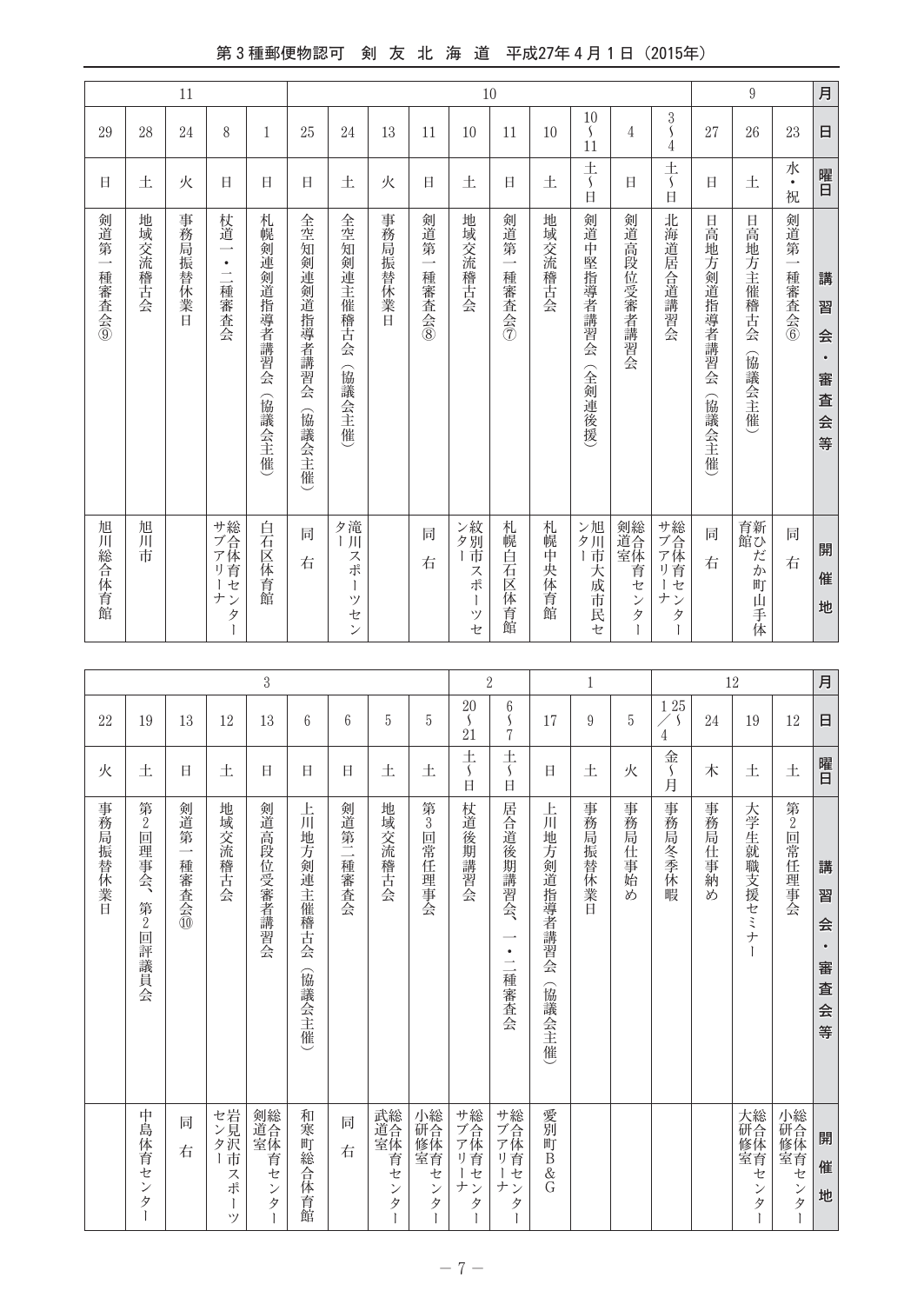| 月 | 日 | 曜日 | 講習会・審査会等 | 開催地 |
|---|---|---|---|---|
| 9 | 23 | 水・祝 | 剣道第一種審査会⑥ | 同右 |
| | 26 | 土 | 日高地方主催稽古会（協議会主催） | 新ひだか町山手体育館 |
| | 27 | 日 | 日高地方剣道指導者講習会（協議会主催） | 同右 |
| 10 | 3～4 | 土～日 | 北海道居合道講習会 | 総合体育センターサブアリーナ |
| | 4 | 日 | 剣道高段位受審者講習会 | 総合体育センター剣道室 |
| | 10～11 | 土～日 | 剣道中堅指導者講習会（全剣連後援） | 旭川市大成市民センター |
| | 10 | 土 | 地域交流稽古会 | 札幌中央体育館 |
| | 11 | 日 | 剣道第一種審査会⑦ | 札幌白石区体育館 |
| | 10 | 土 | 地域交流稽古会 | 紋別市スポーツセンター |
| | 11 | 日 | 剣道第一種審査会⑧ | 同右 |
| | 13 | 火 | 事務局振替休業日 | |
| | 24 | 土 | 全空知剣連主催稽古会（協議会主催） | 滝川スポーツセンター |
| | 25 | 日 | 全空知剣連剣道指導者講習会（協議会主催） | 同右 |
| 11 | 1 | 日 | 札幌剣連剣道指導者講習会（協議会主催） | 白石区体育館 |
| | 8 | 日 | 杖道一・二種審査会 | 総合体育センターサブアリーナ |
| | 24 | 火 | 事務局振替休業日 | |
| | 28 | 土 | 地域交流稽古会 | 旭川市 |
| | 29 | 日 | 剣道第一種審査会⑨ | 旭川総合体育館 |

| 月 | 日 | 曜日 | 講習会・審査会等 | 開催地 |
|---|---|---|---|---|
| 12 | 12 | 土 | 第2回常任理事会 | 総合体育センター小研修室 |
| | 19 | 土 | 大学生就職支援セミナー | 総合体育センター大研修室 |
| | 24 | 木 | 事務局仕事納め | |
| | 25／4 | 金～月 | 事務局冬季休暇 | |
| 1 | 5 | 火 | 事務局仕事始め | |
| | 9 | 土 | 事務局振替休業日 | |
| | 17 | 日 | 上川地方剣道指導者講習会（協議会主催） | 愛別町B&G |
| 2 | 6～7 | 土～日 | 居合道後期講習会、一・二種審査会 | 総合体育センターサブアリーナ |
| | 20～21 | 土～日 | 杖道後期講習会 | 総合体育センターサブアリーナ |
| 3 | 5 | 土 | 第3回常任理事会 | 総合体育センター小研修室 |
| | 5 | 土 | 地域交流稽古会 | 総合体育センター武道室 |
| | 6 | 日 | 剣道第二種審査会 | 同右 |
| | 6 | 日 | 上川地方剣連主催稽古会（協議会主催） | 和寒町総合体育館 |
| | 13 | 日 | 剣道高段位受審者講習会 | 総合体育センター剣道室 |
| | 12 | 土 | 地域交流稽古会 | 岩見沢市スポーツセンター |
| | 13 | 日 | 剣道第一種審査会⑩ | 同右 |
| | 19 | 土 | 第2回理事会、第2回評議員会 | 中島体育センター |
| | 22 | 火 | 事務局振替休業日 | |